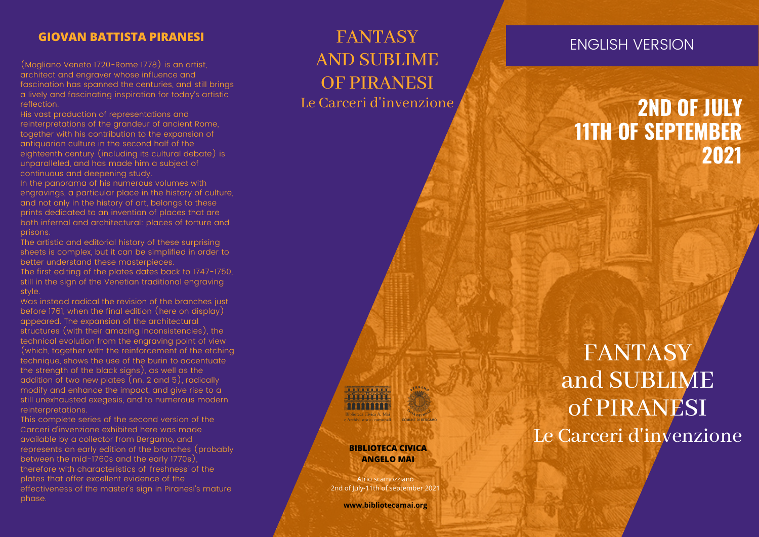## GIOVAN BATTISTA PIRANESI

(Mogliano Veneto 1720-Rome 1778) is an artist, architect and engraver whose influence and fascination has spanned the centuries, and still brings a lively and fascinating inspiration for today's artistic reflection.

His vast production of representations and reinterpretations of the grandeur of ancient Rome, together with his contribution to the expansion of antiquarian culture in the second half of the eighteenth century (including its cultural debate) is unparalleled, and has made him a subject of continuous and deepening study.

In the panorama of his numerous volumes with engravings, a particular place in the history of culture, and not only in the history of art, belongs to these prints dedicated to an invention of places that are both infernal and architectural: places of torture and prisons.

The artistic and editorial history of these surprising sheets is complex, but it can be simplified in order to better understand these masterpieces.

The first editing of the plates dates back to 1747-1750, still in the sign of the Venetian traditional engraving style.

Was instead radical the revision of the branches just before 1761, when the final edition (here on display) appeared. The expansion of the architectural structures (with their amazing inconsistencies), the technical evolution from the engraving point of view (which, together with the reinforcement of the etching technique, shows the use of the burin to accentuate the strength of the black signs), as well as the addition of two new plates (nn. 2 and 5), radically modify and enhance the impact, and give rise to a still unexhausted exegesis, and to numerous modern reinterpretations.

This complete series of the second version of the Carceri d'invenzione exhibited here was made available by a collector from Bergamo, and represents an early edition of the branches (probably between the mid-1760s and the early 1770s), therefore with characteristics of 'freshness' of the plates that offer excellent evidence of the effectiveness of the master's sign in Piranesi's mature phase.

# FANTASY AND SUBLIME OF PIRANESI

Le Carceri d'invenzione

Biblioteca Civica A. Mai e Archivi storici comunali

COMUNE DI BERGAMO

**BIBLIOTECA CIVICA ANGELO MAI**

Atrio scamozziano

2nd of July-11th of september 2021

**www.bibliotecamai.org**

ENGLISH VERSION

# 2ND OF JULY 11TH OF SEPTEMBER 2021

# FANTASY and SUBLIME of PIRANESI

Le Carceri d'invenzione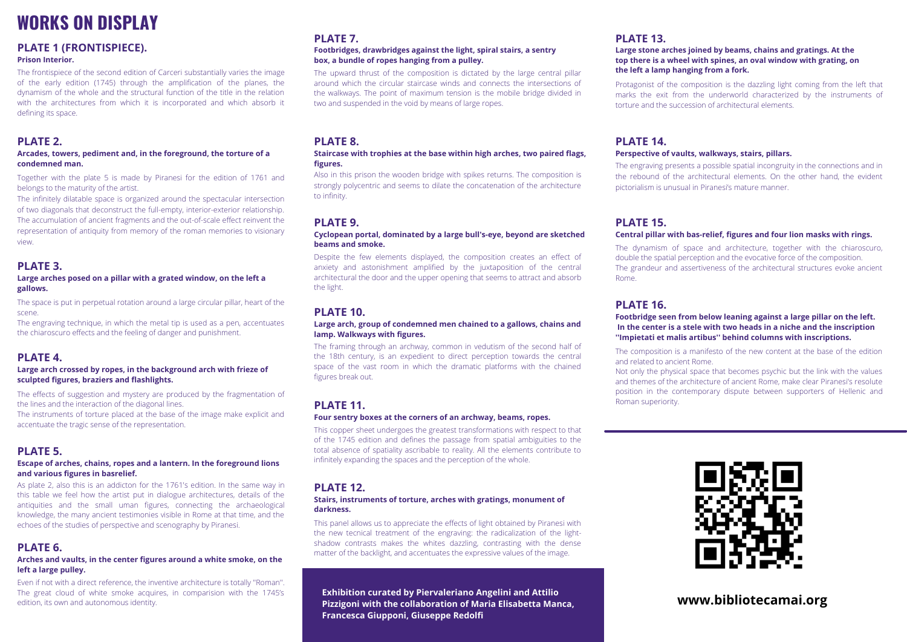# WORKS ON DISPLAY

## PLATE 1 (FRONTISPIECE).

**Prison Interior.**

The frontispiece of the second edition of Carceri substantially varies the image of the early edition (1745) through the amplification of the planes, the dynamism of the whole and the structural function of the title in the relation with the architectures from which it is incorporated and which absorb it defining its space.

## PLATE 2.

**Arcades, towers, pediment and, in the foreground, the torture of a condemned man.**

Together with the plate 5 is made by Piranesi for the edition of 1761 and belongs to the maturity of the artist.

The infinitely dilatable space is organized around the spectacular intersection of two diagonals that deconstruct the full-empty, interior-exterior relationship. The accumulation of ancient fragments and the out-of-scale effect reinvent the representation of antiquity from memory of the roman memories to visionary view.

## PLATE 3.

**Large arches posed on a pillar with a grated window, on the left a gallows.**

The space is put in perpetual rotation around a large circular pillar, heart of the scene.

The engraving technique, in which the metal tip is used as a pen, accentuates the chiaroscuro effects and the feeling of danger and punishment.

## PLATE 4.

**Large arch crossed by ropes, in the background arch with frieze of sculpted figures, braziers and flashlights.**

The effects of suggestion and mystery are produced by the fragmentation of the lines and the interaction of the diagonal lines.

The instruments of torture placed at the base of the image make explicit and accentuate the tragic sense of the representation.

## PLATE 5.

**Escape of arches, chains, ropes and a lantern. In the foreground lions and various figures in basrelief.**

As plate 2, also this is an addicton for the 1761's edition. In the same way in this table we feel how the artist put in dialogue architectures, details of the antiquities and the small uman figures, connecting the archaeological knowledge, the many ancient testimonies visible in Rome at that time, and the echoes of the studies of perspective and scenography by Piranesi.

## PLATE 6.

**Arches and vaults, in the center figures around a white smoke, on the left a large pulley.**

Even if not with a direct reference, the inventive architecture is totally "Roman". The great cloud of white smoke acquires, in comparision with the 1745's edition, its own and autonomous identity.

## PLATE 7.

**Footbridges, drawbridges against the light, spiral stairs, a sentry box, a bundle of ropes hanging from a pulley.**

The upward thrust of the composition is dictated by the large central pillar around which the circular staircase winds and connects the intersections of the walkways. The point of maximum tension is the mobile bridge divided in two and suspended in the void by means of large ropes.

## PLATE 8.

**Staircase with trophies at the base within high arches, two paired flags, figures.**

Also in this prison the wooden bridge with spikes returns. The composition is strongly polycentric and seems to dilate the concatenation of the architecture to infinity.

## PLATE 9.

**Cyclopean portal, dominated by a large bull's-eye, beyond are sketched beams and smoke.**

Despite the few elements displayed, the composition creates an effect of anxiety and astonishment amplified by the juxtaposition of the central architectural the door and the upper opening that seems to attract and absorb the light.

## PLATE 10.

**Large arch, group of condemned men chained to a gallows, chains and lamp. Walkways with figures.**

The framing through an archway, common in vedutism of the second half of the 18th century, is an expedient to direct perception towards the central space of the vast room in which the dramatic platforms with the chained figures break out.

## PLATE 11.

**Four sentry boxes at the corners of an archway, beams, ropes.**

This copper sheet undergoes the greatest transformations with respect to that of the 1745 edition and defines the passage from spatial ambiguities to the total absence of spatiality ascribable to reality. All the elements contribute to infinitely expanding the spaces and the perception of the whole.

## PLATE 12.

**Stairs, instruments of torture, arches with gratings, monument of darkness.**

This panel allows us to appreciate the effects of light obtained by Piranesi with the new tecnical treatment of the engraving: the radicalization of the light-shadow contrasts makes the whites dazzling, contrasting with the dense matter of the backlight, and accentuates the expressive values of the image.

**Exhibition curated by Piervaleriano Angelini and Attilio Pizzigoni with the collaboration of Maria Elisabetta Manca, Francesca Giupponi, Giuseppe Redolfi**

## PLATE 13.

**Large stone arches joined by beams, chains and gratings. At the top there is a wheel with spines, an oval window with grating, on the left a lamp hanging from a fork.**

Protagonist of the composition is the dazzling light coming from the left that marks the exit from the underworld characterized by the instruments of torture and the succession of architectural elements.

## PLATE 14.

**Perspective of vaults, walkways, stairs, pillars.**

The engraving presents a possible spatial incongruity in the connections and in the rebound of the architectural elements. On the other hand, the evident pictorialism is unusual in Piranesi's mature manner.

## PLATE 15.

**Central pillar with bas-relief, figures and four lion masks with rings.**

The dynamism of space and architecture, together with the chiaroscuro, double the spatial perception and the evocative force of the composition.

The grandeur and assertiveness of the architectural structures evoke ancient Rome.

## PLATE 16.

**Footbridge seen from below leaning against a large pillar on the left. In the center is a stele with two heads in a niche and the inscription ''Impietati et malis artibus'' behind columns with inscriptions.**

The composition is a manifesto of the new content at the base of the edition and related to ancient Rome.

Not only the physical space that becomes psychic but the link with the values and themes of the architecture of ancient Rome, make clear Piranesi's resolute position in the contemporary dispute between supporters of Hellenic and Roman superiority.

**www.bibliotecamai.org**